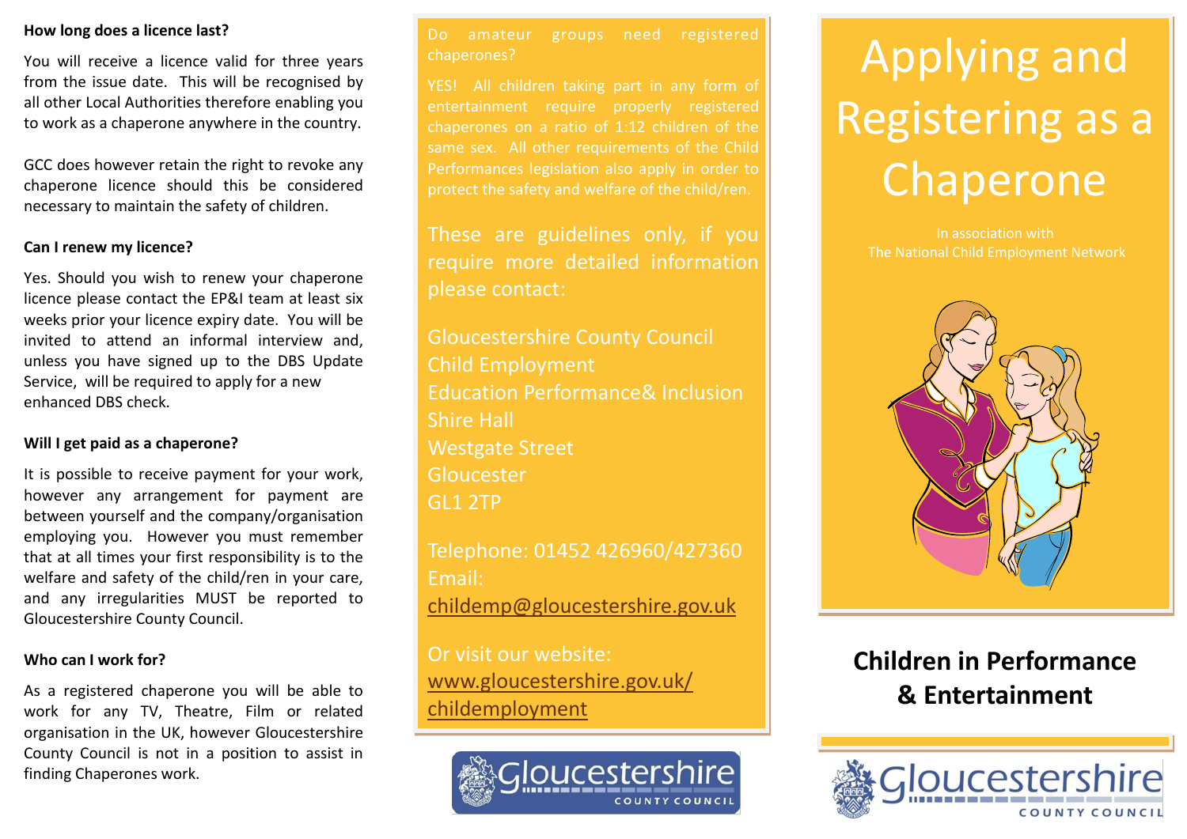### How long does a licence last?

You will receive a licence valid for three years from the issue date. This will be recognised by all other Local Authorities therefore enabling you to work as a chaperone anywhere in the country.

GCC does however retain the right to revoke any chaperone licence should this be considered necessary to maintain the safety of children.

### Can I renew my licence?

Yes. Should you wish to renew your chaperone licence please contact the EP&I team at least six weeks prior your licence expiry date. You will be invited to attend an informal interview and, unless you have signed up to the DBS Update Service, will be required to apply for a new enhanced DBS check.

### Will I get paid as a chaperone?

It is possible to receive payment for your work, however any arrangement for payment are between yourself and the company/organisation employing you. However you must remember that at all times your first responsibility is to the welfare and safety of the child/ren in your care, and any irregularities MUST be reported to Gloucestershire County Council.

### Who can I work for?

As a registered chaperone you will be able to work for any TV, Theatre, Film or related organisation in the UK, however Gloucestershire County Council is not in a position to assist in finding Chaperones work.

Do amateur groups need registered chaperones?

YES! All children taking part in any form of entertainment require properly registered chaperones on a ratio of 1:12 children of the same sex. All other requirements of the Child Performances legislation also apply in order to protect the safety and welfare of the child/ren.

These are guidelines only, if you require more detailed information please contact:

Gloucestershire County Council
Child Employment
Education Performance& Inclusion
Shire Hall
Westgate Street
Gloucester
GL1 2TP

Telephone: 01452 426960/427360
Email:
childemp@gloucestershire.gov.uk

Or visit our website:
www.gloucestershire.gov.uk/childemployment

Gloucestershire County Council

# Applying and Registering as a Chaperone

In association with
The National Child Employment Network

## Children in Performance & Entertainment

Gloucestershire County Council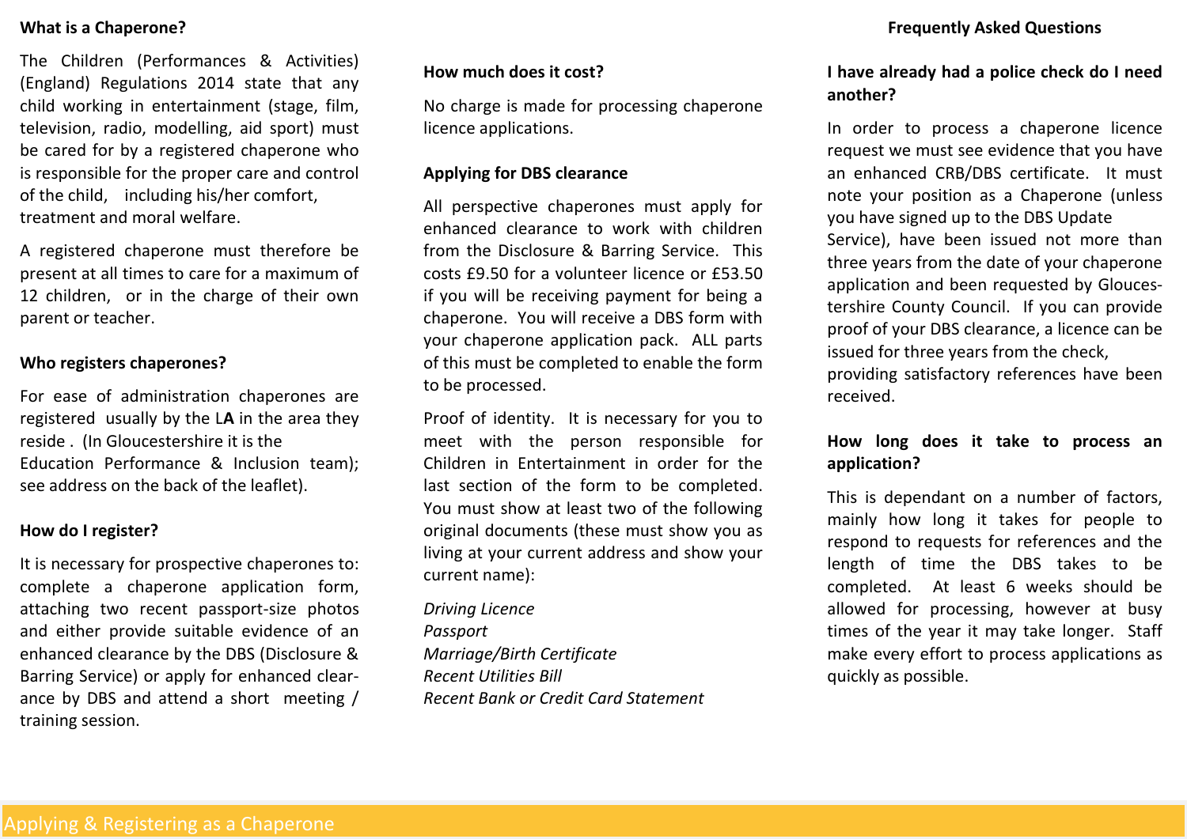## What is a Chaperone?

The Children (Performances & Activities) (England) Regulations 2014 state that any child working in entertainment (stage, film, television, radio, modelling, aid sport) must be cared for by a registered chaperone who is responsible for the proper care and control of the child, including his/her comfort, treatment and moral welfare.

A registered chaperone must therefore be present at all times to care for a maximum of 12 children, or in the charge of their own parent or teacher.

## Who registers chaperones?

For ease of administration chaperones are registered usually by the L**A** in the area they reside . (In Gloucestershire it is the Education Performance & Inclusion team); see address on the back of the leaflet).

## How do I register?

It is necessary for prospective chaperones to: complete a chaperone application form, attaching two recent passport-size photos and either provide suitable evidence of an enhanced clearance by the DBS (Disclosure & Barring Service) or apply for enhanced clearance by DBS and attend a short meeting / training session.

## How much does it cost?

No charge is made for processing chaperone licence applications.

## Applying for DBS clearance

All perspective chaperones must apply for enhanced clearance to work with children from the Disclosure & Barring Service. This costs £9.50 for a volunteer licence or £53.50 if you will be receiving payment for being a chaperone. You will receive a DBS form with your chaperone application pack. ALL parts of this must be completed to enable the form to be processed.

Proof of identity. It is necessary for you to meet with the person responsible for Children in Entertainment in order for the last section of the form to be completed. You must show at least two of the following original documents (these must show you as living at your current address and show your current name):

*Driving Licence*
*Passport*
*Marriage/Birth Certificate*
*Recent Utilities Bill*
*Recent Bank or Credit Card Statement*

# Frequently Asked Questions

## I have already had a police check do I need another?

In order to process a chaperone licence request we must see evidence that you have an enhanced CRB/DBS certificate. It must note your position as a Chaperone (unless you have signed up to the DBS Update Service), have been issued not more than three years from the date of your chaperone application and been requested by Gloucestershire County Council. If you can provide proof of your DBS clearance, a licence can be issued for three years from the check, providing satisfactory references have been received.

## How long does it take to process an application?

This is dependant on a number of factors, mainly how long it takes for people to respond to requests for references and the length of time the DBS takes to be completed. At least 6 weeks should be allowed for processing, however at busy times of the year it may take longer. Staff make every effort to process applications as quickly as possible.

Applying & Registering as a Chaperone